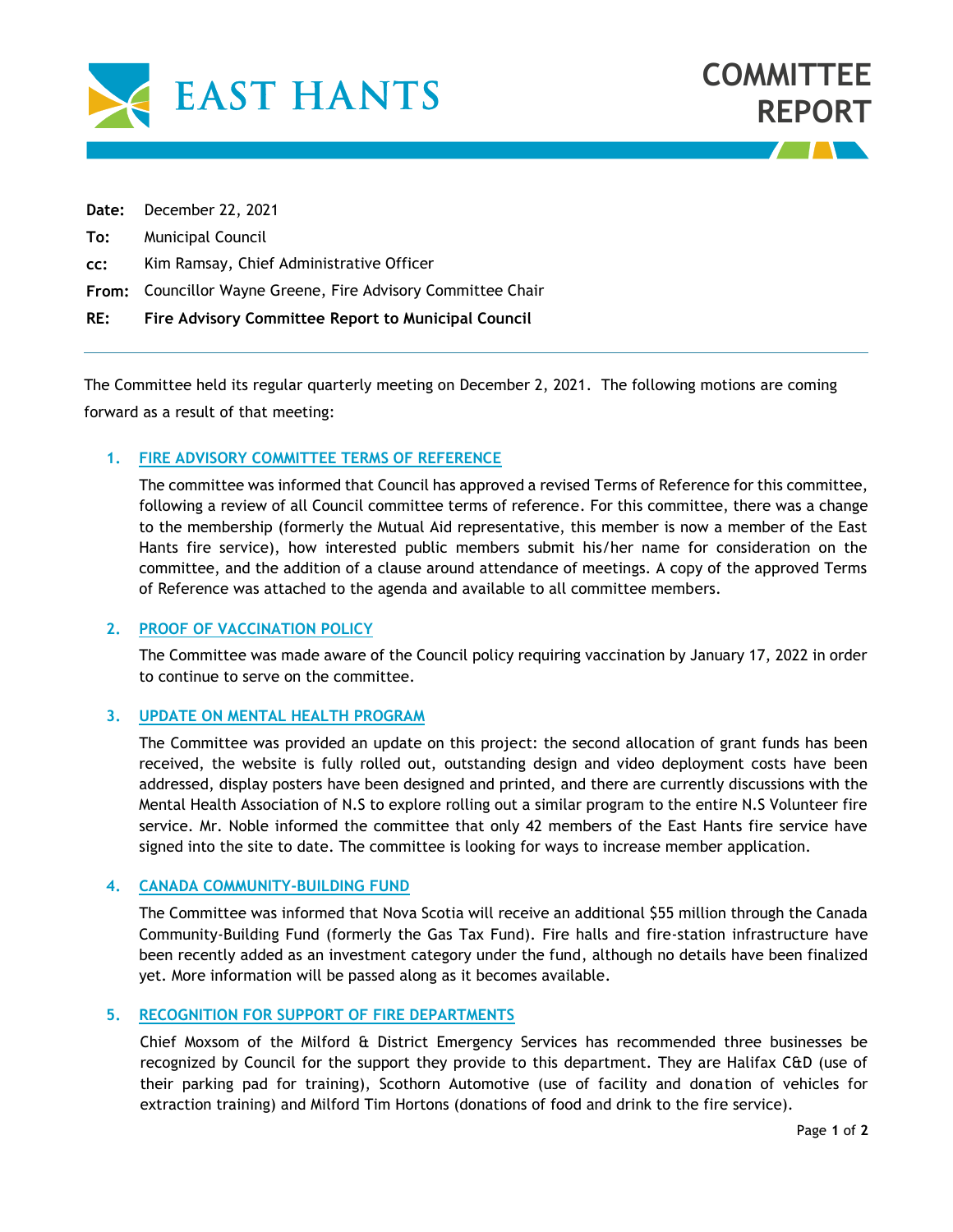EAST HANTS

# COMMITTEE REPORT

**Date:** December 22, 2021

**To:** Municipal Council

**cc:** Kim Ramsay, Chief Administrative Officer

**From:** Councillor Wayne Greene, Fire Advisory Committee Chair

**RE:** **Fire Advisory Committee Report to Municipal Council**

---

The Committee held its regular quarterly meeting on December 2, 2021. The following motions are coming forward as a result of that meeting:

### 1. FIRE ADVISORY COMMITTEE TERMS OF REFERENCE

The committee was informed that Council has approved a revised Terms of Reference for this committee, following a review of all Council committee terms of reference. For this committee, there was a change to the membership (formerly the Mutual Aid representative, this member is now a member of the East Hants fire service), how interested public members submit his/her name for consideration on the committee, and the addition of a clause around attendance of meetings. A copy of the approved Terms of Reference was attached to the agenda and available to all committee members.

### 2. PROOF OF VACCINATION POLICY

The Committee was made aware of the Council policy requiring vaccination by January 17, 2022 in order to continue to serve on the committee.

### 3. UPDATE ON MENTAL HEALTH PROGRAM

The Committee was provided an update on this project: the second allocation of grant funds has been received, the website is fully rolled out, outstanding design and video deployment costs have been addressed, display posters have been designed and printed, and there are currently discussions with the Mental Health Association of N.S to explore rolling out a similar program to the entire N.S Volunteer fire service. Mr. Noble informed the committee that only 42 members of the East Hants fire service have signed into the site to date. The committee is looking for ways to increase member application.

### 4. CANADA COMMUNITY-BUILDING FUND

The Committee was informed that Nova Scotia will receive an additional $55 million through the Canada Community-Building Fund (formerly the Gas Tax Fund). Fire halls and fire-station infrastructure have been recently added as an investment category under the fund, although no details have been finalized yet. More information will be passed along as it becomes available.

### 5. RECOGNITION FOR SUPPORT OF FIRE DEPARTMENTS

Chief Moxsom of the Milford & District Emergency Services has recommended three businesses be recognized by Council for the support they provide to this department. They are Halifax C&D (use of their parking pad for training), Scothorn Automotive (use of facility and donation of vehicles for extraction training) and Milford Tim Hortons (donations of food and drink to the fire service).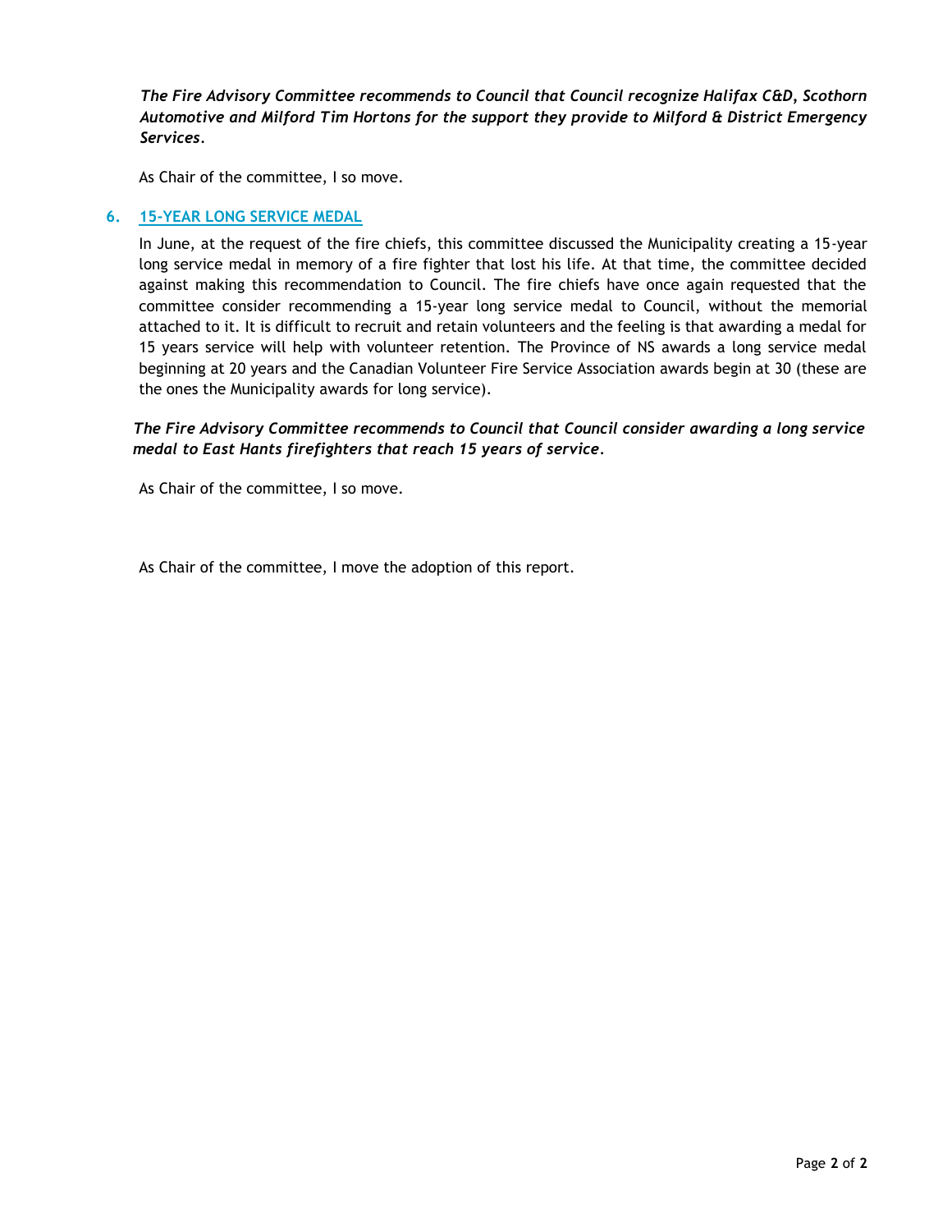*The Fire Advisory Committee recommends to Council that Council recognize Halifax C&D, Scothorn Automotive and Milford Tim Hortons for the support they provide to Milford & District Emergency Services.*

As Chair of the committee, I so move.

## 6. 15-YEAR LONG SERVICE MEDAL

In June, at the request of the fire chiefs, this committee discussed the Municipality creating a 15-year long service medal in memory of a fire fighter that lost his life. At that time, the committee decided against making this recommendation to Council. The fire chiefs have once again requested that the committee consider recommending a 15-year long service medal to Council, without the memorial attached to it. It is difficult to recruit and retain volunteers and the feeling is that awarding a medal for 15 years service will help with volunteer retention. The Province of NS awards a long service medal beginning at 20 years and the Canadian Volunteer Fire Service Association awards begin at 30 (these are the ones the Municipality awards for long service).

*The Fire Advisory Committee recommends to Council that Council consider awarding a long service medal to East Hants firefighters that reach 15 years of service.*

As Chair of the committee, I so move.

As Chair of the committee, I move the adoption of this report.